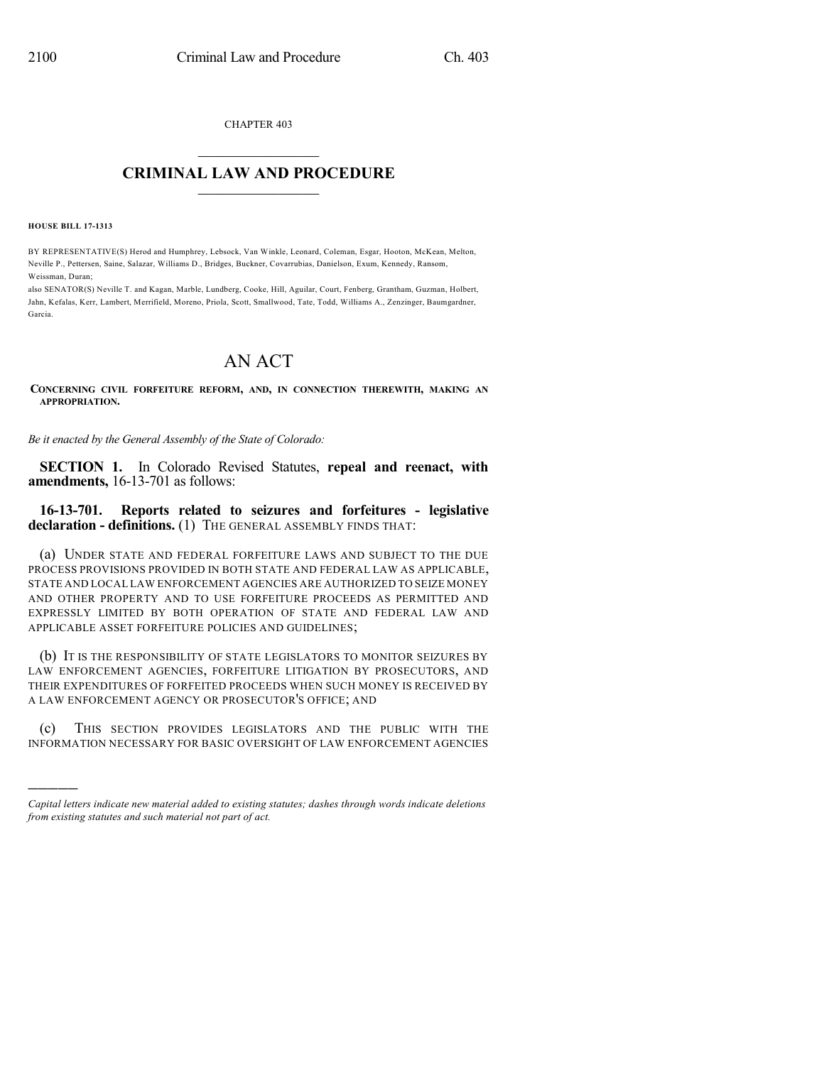CHAPTER 403

# CRIMINAL LAW AND PROCEDURE

**HOUSE BILL 17-1313**

BY REPRESENTATIVE(S) Herod and Humphrey, Lebsock, Van Winkle, Leonard, Coleman, Esgar, Hooton, McKean, Melton, Neville P., Pettersen, Saine, Salazar, Williams D., Bridges, Buckner, Covarrubias, Danielson, Exum, Kennedy, Ransom, Weissman, Duran;
also SENATOR(S) Neville T. and Kagan, Marble, Lundberg, Cooke, Hill, Aguilar, Court, Fenberg, Grantham, Guzman, Holbert, Jahn, Kefalas, Kerr, Lambert, Merrifield, Moreno, Priola, Scott, Smallwood, Tate, Todd, Williams A., Zenzinger, Baumgardner, Garcia.

# AN ACT

**CONCERNING CIVIL FORFEITURE REFORM, AND, IN CONNECTION THEREWITH, MAKING AN APPROPRIATION.**

*Be it enacted by the General Assembly of the State of Colorado:*

**SECTION 1.** In Colorado Revised Statutes, **repeal and reenact, with amendments,** 16-13-701 as follows:

**16-13-701. Reports related to seizures and forfeitures - legislative declaration - definitions.** (1) THE GENERAL ASSEMBLY FINDS THAT:

(a) UNDER STATE AND FEDERAL FORFEITURE LAWS AND SUBJECT TO THE DUE PROCESS PROVISIONS PROVIDED IN BOTH STATE AND FEDERAL LAW AS APPLICABLE, STATE AND LOCAL LAW ENFORCEMENT AGENCIES ARE AUTHORIZED TO SEIZE MONEY AND OTHER PROPERTY AND TO USE FORFEITURE PROCEEDS AS PERMITTED AND EXPRESSLY LIMITED BY BOTH OPERATION OF STATE AND FEDERAL LAW AND APPLICABLE ASSET FORFEITURE POLICIES AND GUIDELINES;

(b) IT IS THE RESPONSIBILITY OF STATE LEGISLATORS TO MONITOR SEIZURES BY LAW ENFORCEMENT AGENCIES, FORFEITURE LITIGATION BY PROSECUTORS, AND THEIR EXPENDITURES OF FORFEITED PROCEEDS WHEN SUCH MONEY IS RECEIVED BY A LAW ENFORCEMENT AGENCY OR PROSECUTOR'S OFFICE; AND

(c) THIS SECTION PROVIDES LEGISLATORS AND THE PUBLIC WITH THE INFORMATION NECESSARY FOR BASIC OVERSIGHT OF LAW ENFORCEMENT AGENCIES

*Capital letters indicate new material added to existing statutes; dashes through words indicate deletions from existing statutes and such material not part of act.*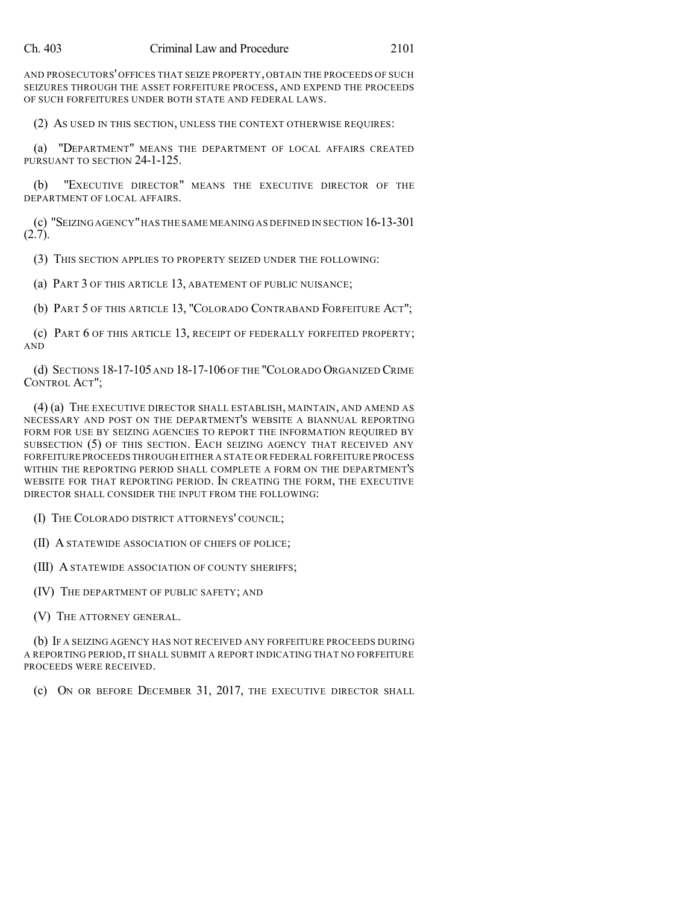AND PROSECUTORS' OFFICES THAT SEIZE PROPERTY, OBTAIN THE PROCEEDS OF SUCH SEIZURES THROUGH THE ASSET FORFEITURE PROCESS, AND EXPEND THE PROCEEDS OF SUCH FORFEITURES UNDER BOTH STATE AND FEDERAL LAWS.

(2) AS USED IN THIS SECTION, UNLESS THE CONTEXT OTHERWISE REQUIRES:

(a) "DEPARTMENT" MEANS THE DEPARTMENT OF LOCAL AFFAIRS CREATED PURSUANT TO SECTION 24-1-125.

(b) "EXECUTIVE DIRECTOR" MEANS THE EXECUTIVE DIRECTOR OF THE DEPARTMENT OF LOCAL AFFAIRS.

(c) "SEIZING AGENCY" HAS THE SAME MEANING AS DEFINED IN SECTION 16-13-301 (2.7).

(3) THIS SECTION APPLIES TO PROPERTY SEIZED UNDER THE FOLLOWING:

(a) PART 3 OF THIS ARTICLE 13, ABATEMENT OF PUBLIC NUISANCE;

(b) PART 5 OF THIS ARTICLE 13, "COLORADO CONTRABAND FORFEITURE ACT";

(c) PART 6 OF THIS ARTICLE 13, RECEIPT OF FEDERALLY FORFEITED PROPERTY; AND

(d) SECTIONS 18-17-105 AND 18-17-106 OF THE "COLORADO ORGANIZED CRIME CONTROL ACT";

(4) (a) THE EXECUTIVE DIRECTOR SHALL ESTABLISH, MAINTAIN, AND AMEND AS NECESSARY AND POST ON THE DEPARTMENT'S WEBSITE A BIANNUAL REPORTING FORM FOR USE BY SEIZING AGENCIES TO REPORT THE INFORMATION REQUIRED BY SUBSECTION (5) OF THIS SECTION. EACH SEIZING AGENCY THAT RECEIVED ANY FORFEITURE PROCEEDS THROUGH EITHER A STATE OR FEDERAL FORFEITURE PROCESS WITHIN THE REPORTING PERIOD SHALL COMPLETE A FORM ON THE DEPARTMENT'S WEBSITE FOR THAT REPORTING PERIOD. IN CREATING THE FORM, THE EXECUTIVE DIRECTOR SHALL CONSIDER THE INPUT FROM THE FOLLOWING:

(I) THE COLORADO DISTRICT ATTORNEYS' COUNCIL;

(II) A STATEWIDE ASSOCIATION OF CHIEFS OF POLICE;

(III) A STATEWIDE ASSOCIATION OF COUNTY SHERIFFS;

(IV) THE DEPARTMENT OF PUBLIC SAFETY; AND

(V) THE ATTORNEY GENERAL.

(b) IF A SEIZING AGENCY HAS NOT RECEIVED ANY FORFEITURE PROCEEDS DURING A REPORTING PERIOD, IT SHALL SUBMIT A REPORT INDICATING THAT NO FORFEITURE PROCEEDS WERE RECEIVED.

(c) ON OR BEFORE DECEMBER 31, 2017, THE EXECUTIVE DIRECTOR SHALL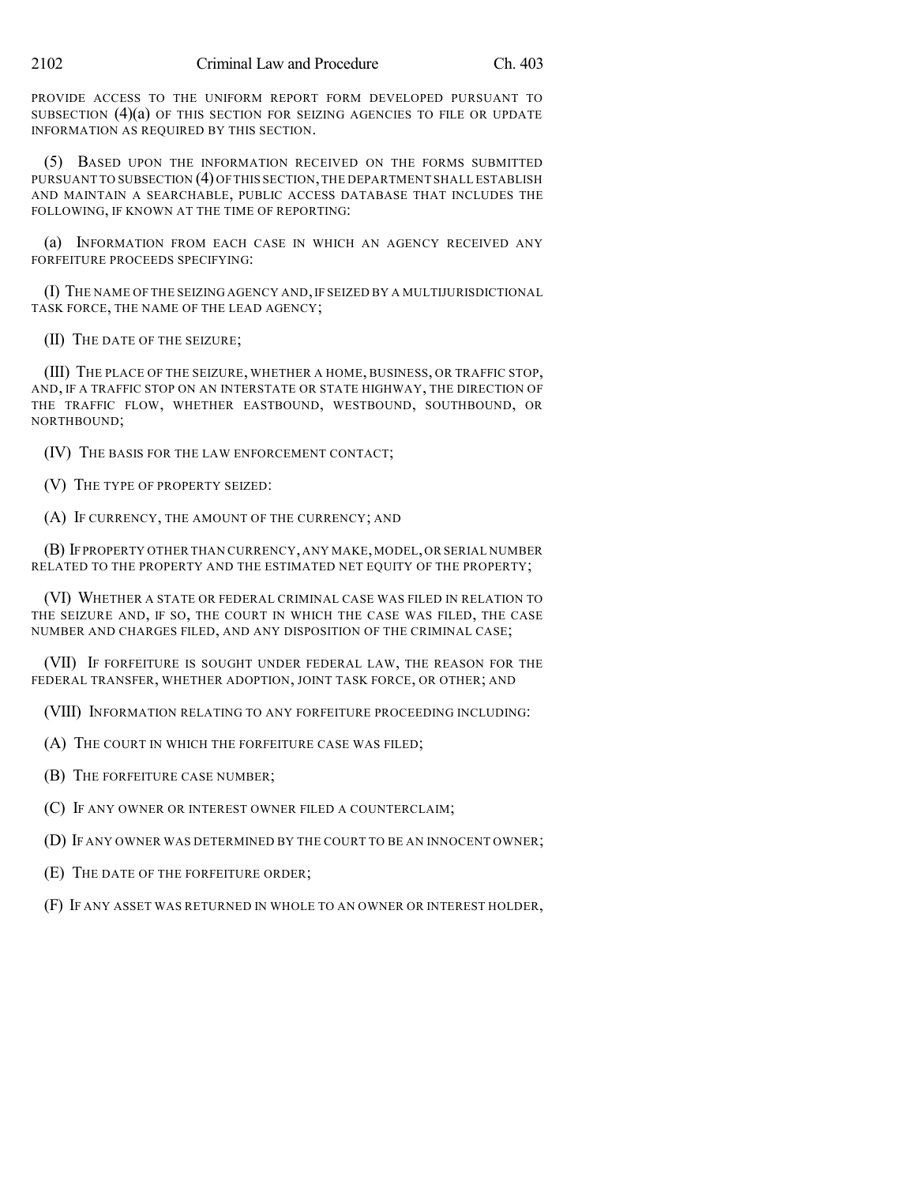PROVIDE ACCESS TO THE UNIFORM REPORT FORM DEVELOPED PURSUANT TO SUBSECTION (4)(a) OF THIS SECTION FOR SEIZING AGENCIES TO FILE OR UPDATE INFORMATION AS REQUIRED BY THIS SECTION.

(5) BASED UPON THE INFORMATION RECEIVED ON THE FORMS SUBMITTED PURSUANT TO SUBSECTION (4) OF THIS SECTION, THE DEPARTMENT SHALL ESTABLISH AND MAINTAIN A SEARCHABLE, PUBLIC ACCESS DATABASE THAT INCLUDES THE FOLLOWING, IF KNOWN AT THE TIME OF REPORTING:

(a) INFORMATION FROM EACH CASE IN WHICH AN AGENCY RECEIVED ANY FORFEITURE PROCEEDS SPECIFYING:

(I) THE NAME OF THE SEIZING AGENCY AND, IF SEIZED BY A MULTIJURISDICTIONAL TASK FORCE, THE NAME OF THE LEAD AGENCY;

(II) THE DATE OF THE SEIZURE;

(III) THE PLACE OF THE SEIZURE, WHETHER A HOME, BUSINESS, OR TRAFFIC STOP, AND, IF A TRAFFIC STOP ON AN INTERSTATE OR STATE HIGHWAY, THE DIRECTION OF THE TRAFFIC FLOW, WHETHER EASTBOUND, WESTBOUND, SOUTHBOUND, OR NORTHBOUND;

(IV) THE BASIS FOR THE LAW ENFORCEMENT CONTACT;

(V) THE TYPE OF PROPERTY SEIZED:

(A) IF CURRENCY, THE AMOUNT OF THE CURRENCY; AND

(B) IF PROPERTY OTHER THAN CURRENCY, ANY MAKE, MODEL, OR SERIAL NUMBER RELATED TO THE PROPERTY AND THE ESTIMATED NET EQUITY OF THE PROPERTY;

(VI) WHETHER A STATE OR FEDERAL CRIMINAL CASE WAS FILED IN RELATION TO THE SEIZURE AND, IF SO, THE COURT IN WHICH THE CASE WAS FILED, THE CASE NUMBER AND CHARGES FILED, AND ANY DISPOSITION OF THE CRIMINAL CASE;

(VII) IF FORFEITURE IS SOUGHT UNDER FEDERAL LAW, THE REASON FOR THE FEDERAL TRANSFER, WHETHER ADOPTION, JOINT TASK FORCE, OR OTHER; AND

(VIII) INFORMATION RELATING TO ANY FORFEITURE PROCEEDING INCLUDING:

(A) THE COURT IN WHICH THE FORFEITURE CASE WAS FILED;

(B) THE FORFEITURE CASE NUMBER;

(C) IF ANY OWNER OR INTEREST OWNER FILED A COUNTERCLAIM;

(D) IF ANY OWNER WAS DETERMINED BY THE COURT TO BE AN INNOCENT OWNER;

(E) THE DATE OF THE FORFEITURE ORDER;

(F) IF ANY ASSET WAS RETURNED IN WHOLE TO AN OWNER OR INTEREST HOLDER,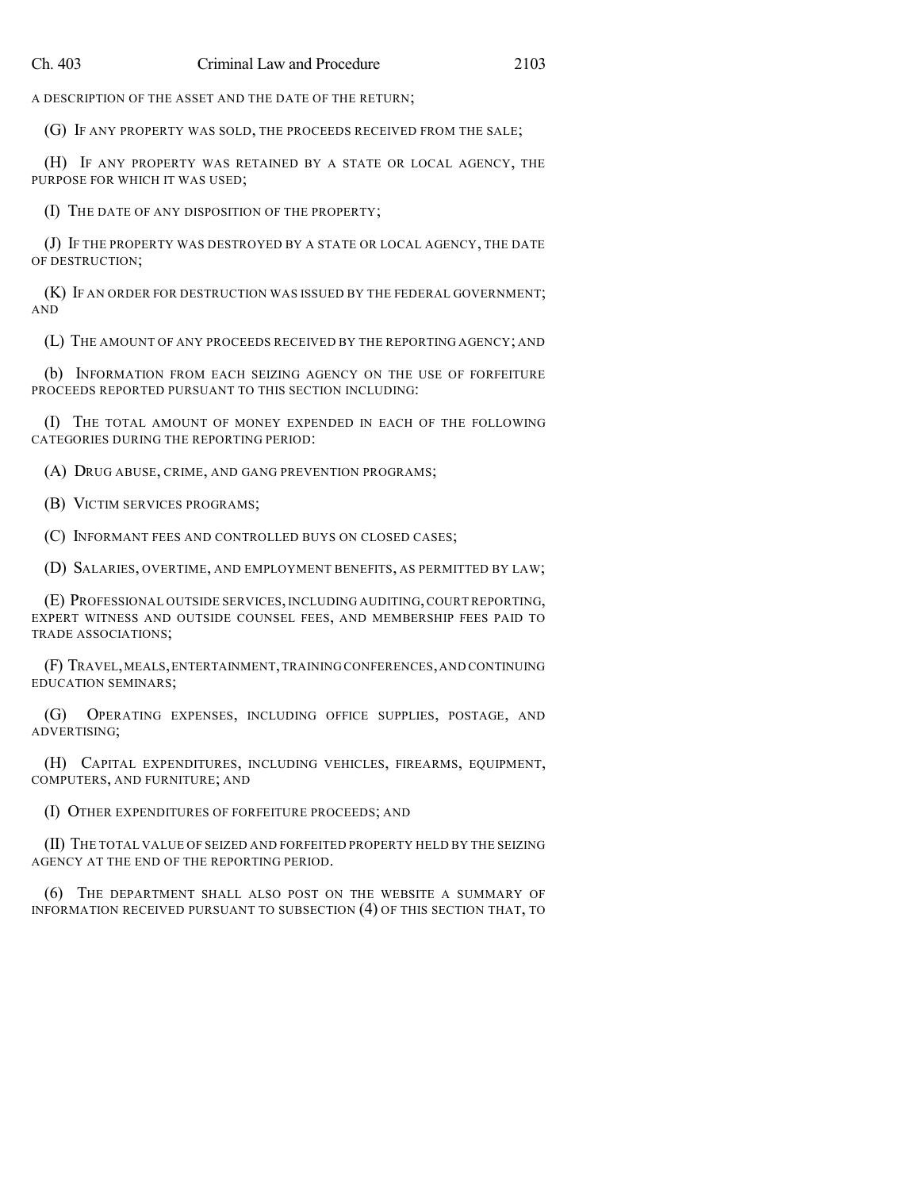A DESCRIPTION OF THE ASSET AND THE DATE OF THE RETURN;

(G) IF ANY PROPERTY WAS SOLD, THE PROCEEDS RECEIVED FROM THE SALE;

(H) IF ANY PROPERTY WAS RETAINED BY A STATE OR LOCAL AGENCY, THE PURPOSE FOR WHICH IT WAS USED;

(I) THE DATE OF ANY DISPOSITION OF THE PROPERTY;

(J) IF THE PROPERTY WAS DESTROYED BY A STATE OR LOCAL AGENCY, THE DATE OF DESTRUCTION;

(K) IF AN ORDER FOR DESTRUCTION WAS ISSUED BY THE FEDERAL GOVERNMENT; AND

(L) THE AMOUNT OF ANY PROCEEDS RECEIVED BY THE REPORTING AGENCY; AND

(b) INFORMATION FROM EACH SEIZING AGENCY ON THE USE OF FORFEITURE PROCEEDS REPORTED PURSUANT TO THIS SECTION INCLUDING:

(I) THE TOTAL AMOUNT OF MONEY EXPENDED IN EACH OF THE FOLLOWING CATEGORIES DURING THE REPORTING PERIOD:

(A) DRUG ABUSE, CRIME, AND GANG PREVENTION PROGRAMS;

(B) VICTIM SERVICES PROGRAMS;

(C) INFORMANT FEES AND CONTROLLED BUYS ON CLOSED CASES;

(D) SALARIES, OVERTIME, AND EMPLOYMENT BENEFITS, AS PERMITTED BY LAW;

(E) PROFESSIONAL OUTSIDE SERVICES, INCLUDING AUDITING, COURT REPORTING, EXPERT WITNESS AND OUTSIDE COUNSEL FEES, AND MEMBERSHIP FEES PAID TO TRADE ASSOCIATIONS;

(F) TRAVEL, MEALS, ENTERTAINMENT, TRAINING CONFERENCES, AND CONTINUING EDUCATION SEMINARS;

(G) OPERATING EXPENSES, INCLUDING OFFICE SUPPLIES, POSTAGE, AND ADVERTISING;

(H) CAPITAL EXPENDITURES, INCLUDING VEHICLES, FIREARMS, EQUIPMENT, COMPUTERS, AND FURNITURE; AND

(I) OTHER EXPENDITURES OF FORFEITURE PROCEEDS; AND

(II) THE TOTAL VALUE OF SEIZED AND FORFEITED PROPERTY HELD BY THE SEIZING AGENCY AT THE END OF THE REPORTING PERIOD.

(6) THE DEPARTMENT SHALL ALSO POST ON THE WEBSITE A SUMMARY OF INFORMATION RECEIVED PURSUANT TO SUBSECTION (4) OF THIS SECTION THAT, TO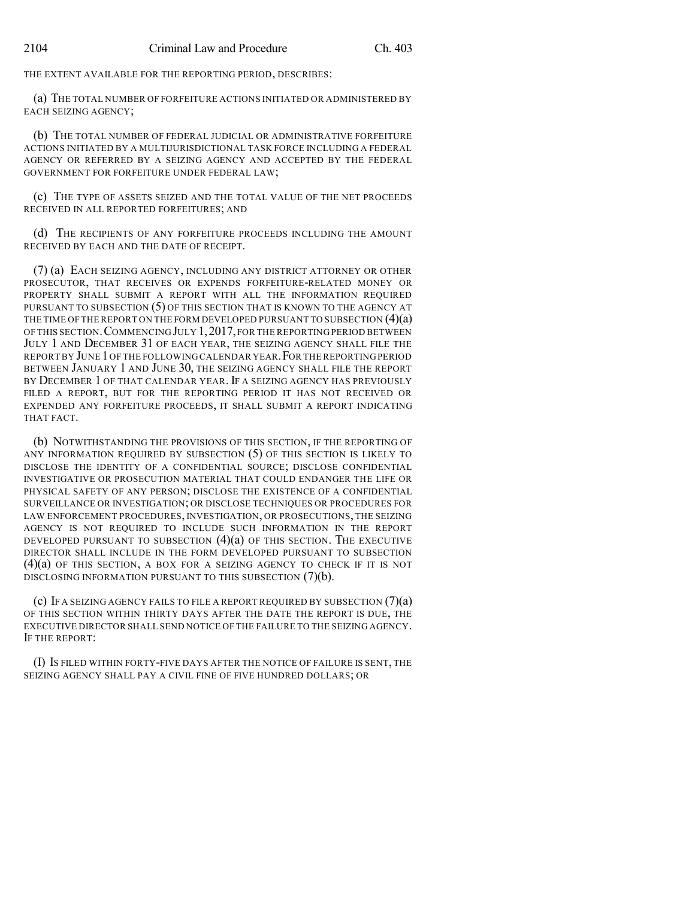THE EXTENT AVAILABLE FOR THE REPORTING PERIOD, DESCRIBES:

(a) THE TOTAL NUMBER OF FORFEITURE ACTIONS INITIATED OR ADMINISTERED BY EACH SEIZING AGENCY;

(b) THE TOTAL NUMBER OF FEDERAL JUDICIAL OR ADMINISTRATIVE FORFEITURE ACTIONS INITIATED BY A MULTIJURISDICTIONAL TASK FORCE INCLUDING A FEDERAL AGENCY OR REFERRED BY A SEIZING AGENCY AND ACCEPTED BY THE FEDERAL GOVERNMENT FOR FORFEITURE UNDER FEDERAL LAW;

(c) THE TYPE OF ASSETS SEIZED AND THE TOTAL VALUE OF THE NET PROCEEDS RECEIVED IN ALL REPORTED FORFEITURES; AND

(d) THE RECIPIENTS OF ANY FORFEITURE PROCEEDS INCLUDING THE AMOUNT RECEIVED BY EACH AND THE DATE OF RECEIPT.

(7) (a) EACH SEIZING AGENCY, INCLUDING ANY DISTRICT ATTORNEY OR OTHER PROSECUTOR, THAT RECEIVES OR EXPENDS FORFEITURE-RELATED MONEY OR PROPERTY SHALL SUBMIT A REPORT WITH ALL THE INFORMATION REQUIRED PURSUANT TO SUBSECTION (5) OF THIS SECTION THAT IS KNOWN TO THE AGENCY AT THE TIME OF THE REPORT ON THE FORM DEVELOPED PURSUANT TO SUBSECTION (4)(a) OF THIS SECTION. COMMENCING JULY 1, 2017, FOR THE REPORTING PERIOD BETWEEN JULY 1 AND DECEMBER 31 OF EACH YEAR, THE SEIZING AGENCY SHALL FILE THE REPORT BY JUNE 1 OF THE FOLLOWING CALENDAR YEAR. FOR THE REPORTING PERIOD BETWEEN JANUARY 1 AND JUNE 30, THE SEIZING AGENCY SHALL FILE THE REPORT BY DECEMBER 1 OF THAT CALENDAR YEAR. IF A SEIZING AGENCY HAS PREVIOUSLY FILED A REPORT, BUT FOR THE REPORTING PERIOD IT HAS NOT RECEIVED OR EXPENDED ANY FORFEITURE PROCEEDS, IT SHALL SUBMIT A REPORT INDICATING THAT FACT.

(b) NOTWITHSTANDING THE PROVISIONS OF THIS SECTION, IF THE REPORTING OF ANY INFORMATION REQUIRED BY SUBSECTION (5) OF THIS SECTION IS LIKELY TO DISCLOSE THE IDENTITY OF A CONFIDENTIAL SOURCE; DISCLOSE CONFIDENTIAL INVESTIGATIVE OR PROSECUTION MATERIAL THAT COULD ENDANGER THE LIFE OR PHYSICAL SAFETY OF ANY PERSON; DISCLOSE THE EXISTENCE OF A CONFIDENTIAL SURVEILLANCE OR INVESTIGATION; OR DISCLOSE TECHNIQUES OR PROCEDURES FOR LAW ENFORCEMENT PROCEDURES, INVESTIGATION, OR PROSECUTIONS, THE SEIZING AGENCY IS NOT REQUIRED TO INCLUDE SUCH INFORMATION IN THE REPORT DEVELOPED PURSUANT TO SUBSECTION (4)(a) OF THIS SECTION. THE EXECUTIVE DIRECTOR SHALL INCLUDE IN THE FORM DEVELOPED PURSUANT TO SUBSECTION (4)(a) OF THIS SECTION, A BOX FOR A SEIZING AGENCY TO CHECK IF IT IS NOT DISCLOSING INFORMATION PURSUANT TO THIS SUBSECTION (7)(b).

(c) IF A SEIZING AGENCY FAILS TO FILE A REPORT REQUIRED BY SUBSECTION (7)(a) OF THIS SECTION WITHIN THIRTY DAYS AFTER THE DATE THE REPORT IS DUE, THE EXECUTIVE DIRECTOR SHALL SEND NOTICE OF THE FAILURE TO THE SEIZING AGENCY. IF THE REPORT:

(I) IS FILED WITHIN FORTY-FIVE DAYS AFTER THE NOTICE OF FAILURE IS SENT, THE SEIZING AGENCY SHALL PAY A CIVIL FINE OF FIVE HUNDRED DOLLARS; OR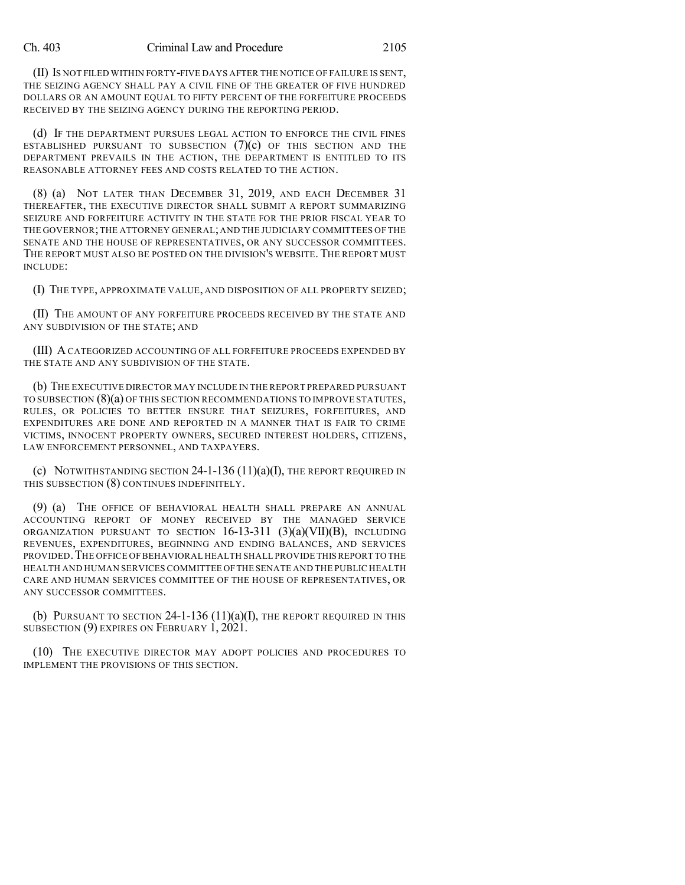(II) IS NOT FILED WITHIN FORTY-FIVE DAYS AFTER THE NOTICE OF FAILURE IS SENT, THE SEIZING AGENCY SHALL PAY A CIVIL FINE OF THE GREATER OF FIVE HUNDRED DOLLARS OR AN AMOUNT EQUAL TO FIFTY PERCENT OF THE FORFEITURE PROCEEDS RECEIVED BY THE SEIZING AGENCY DURING THE REPORTING PERIOD.

(d) IF THE DEPARTMENT PURSUES LEGAL ACTION TO ENFORCE THE CIVIL FINES ESTABLISHED PURSUANT TO SUBSECTION (7)(c) OF THIS SECTION AND THE DEPARTMENT PREVAILS IN THE ACTION, THE DEPARTMENT IS ENTITLED TO ITS REASONABLE ATTORNEY FEES AND COSTS RELATED TO THE ACTION.

(8) (a) NOT LATER THAN DECEMBER 31, 2019, AND EACH DECEMBER 31 THEREAFTER, THE EXECUTIVE DIRECTOR SHALL SUBMIT A REPORT SUMMARIZING SEIZURE AND FORFEITURE ACTIVITY IN THE STATE FOR THE PRIOR FISCAL YEAR TO THE GOVERNOR; THE ATTORNEY GENERAL; AND THE JUDICIARY COMMITTEES OF THE SENATE AND THE HOUSE OF REPRESENTATIVES, OR ANY SUCCESSOR COMMITTEES. THE REPORT MUST ALSO BE POSTED ON THE DIVISION'S WEBSITE. THE REPORT MUST INCLUDE:

(I) THE TYPE, APPROXIMATE VALUE, AND DISPOSITION OF ALL PROPERTY SEIZED;

(II) THE AMOUNT OF ANY FORFEITURE PROCEEDS RECEIVED BY THE STATE AND ANY SUBDIVISION OF THE STATE; AND

(III) A CATEGORIZED ACCOUNTING OF ALL FORFEITURE PROCEEDS EXPENDED BY THE STATE AND ANY SUBDIVISION OF THE STATE.

(b) THE EXECUTIVE DIRECTOR MAY INCLUDE IN THE REPORT PREPARED PURSUANT TO SUBSECTION (8)(a) OF THIS SECTION RECOMMENDATIONS TO IMPROVE STATUTES, RULES, OR POLICIES TO BETTER ENSURE THAT SEIZURES, FORFEITURES, AND EXPENDITURES ARE DONE AND REPORTED IN A MANNER THAT IS FAIR TO CRIME VICTIMS, INNOCENT PROPERTY OWNERS, SECURED INTEREST HOLDERS, CITIZENS, LAW ENFORCEMENT PERSONNEL, AND TAXPAYERS.

(c) NOTWITHSTANDING SECTION 24-1-136 (11)(a)(I), THE REPORT REQUIRED IN THIS SUBSECTION (8) CONTINUES INDEFINITELY.

(9) (a) THE OFFICE OF BEHAVIORAL HEALTH SHALL PREPARE AN ANNUAL ACCOUNTING REPORT OF MONEY RECEIVED BY THE MANAGED SERVICE ORGANIZATION PURSUANT TO SECTION 16-13-311 (3)(a)(VII)(B), INCLUDING REVENUES, EXPENDITURES, BEGINNING AND ENDING BALANCES, AND SERVICES PROVIDED. THE OFFICE OF BEHAVIORAL HEALTH SHALL PROVIDE THIS REPORT TO THE HEALTH AND HUMAN SERVICES COMMITTEE OF THE SENATE AND THE PUBLIC HEALTH CARE AND HUMAN SERVICES COMMITTEE OF THE HOUSE OF REPRESENTATIVES, OR ANY SUCCESSOR COMMITTEES.

(b) PURSUANT TO SECTION 24-1-136 (11)(a)(I), THE REPORT REQUIRED IN THIS SUBSECTION (9) EXPIRES ON FEBRUARY 1, 2021.

(10) THE EXECUTIVE DIRECTOR MAY ADOPT POLICIES AND PROCEDURES TO IMPLEMENT THE PROVISIONS OF THIS SECTION.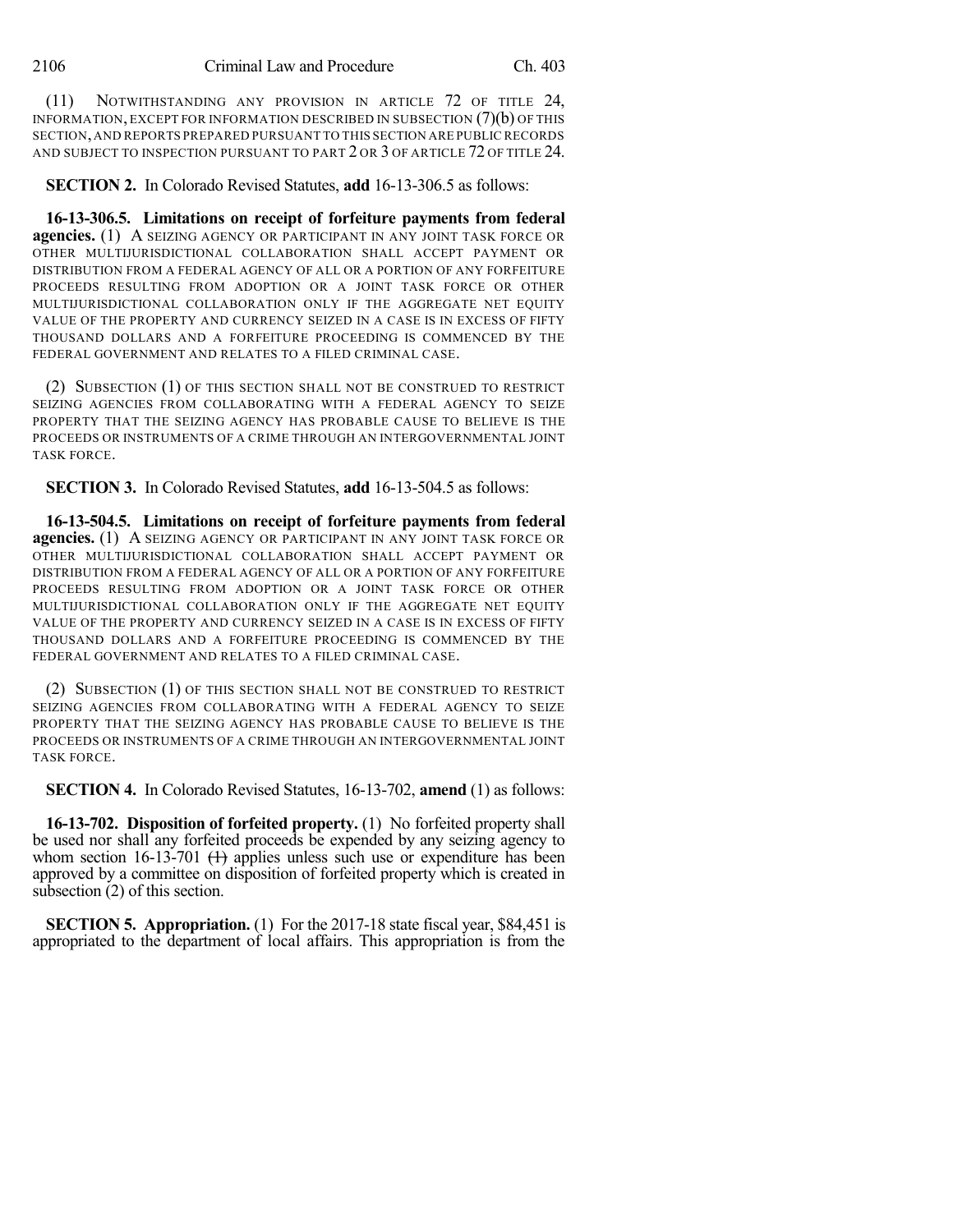(11) NOTWITHSTANDING ANY PROVISION IN ARTICLE 72 OF TITLE 24, INFORMATION, EXCEPT FOR INFORMATION DESCRIBED IN SUBSECTION (7)(b) OF THIS SECTION, AND REPORTS PREPARED PURSUANT TO THIS SECTION ARE PUBLIC RECORDS AND SUBJECT TO INSPECTION PURSUANT TO PART 2 OR 3 OF ARTICLE 72 OF TITLE 24.

**SECTION 2.** In Colorado Revised Statutes, **add** 16-13-306.5 as follows:

**16-13-306.5. Limitations on receipt of forfeiture payments from federal agencies.** (1) A SEIZING AGENCY OR PARTICIPANT IN ANY JOINT TASK FORCE OR OTHER MULTIJURISDICTIONAL COLLABORATION SHALL ACCEPT PAYMENT OR DISTRIBUTION FROM A FEDERAL AGENCY OF ALL OR A PORTION OF ANY FORFEITURE PROCEEDS RESULTING FROM ADOPTION OR A JOINT TASK FORCE OR OTHER MULTIJURISDICTIONAL COLLABORATION ONLY IF THE AGGREGATE NET EQUITY VALUE OF THE PROPERTY AND CURRENCY SEIZED IN A CASE IS IN EXCESS OF FIFTY THOUSAND DOLLARS AND A FORFEITURE PROCEEDING IS COMMENCED BY THE FEDERAL GOVERNMENT AND RELATES TO A FILED CRIMINAL CASE.

(2) SUBSECTION (1) OF THIS SECTION SHALL NOT BE CONSTRUED TO RESTRICT SEIZING AGENCIES FROM COLLABORATING WITH A FEDERAL AGENCY TO SEIZE PROPERTY THAT THE SEIZING AGENCY HAS PROBABLE CAUSE TO BELIEVE IS THE PROCEEDS OR INSTRUMENTS OF A CRIME THROUGH AN INTERGOVERNMENTAL JOINT TASK FORCE.

**SECTION 3.** In Colorado Revised Statutes, **add** 16-13-504.5 as follows:

**16-13-504.5. Limitations on receipt of forfeiture payments from federal agencies.** (1) A SEIZING AGENCY OR PARTICIPANT IN ANY JOINT TASK FORCE OR OTHER MULTIJURISDICTIONAL COLLABORATION SHALL ACCEPT PAYMENT OR DISTRIBUTION FROM A FEDERAL AGENCY OF ALL OR A PORTION OF ANY FORFEITURE PROCEEDS RESULTING FROM ADOPTION OR A JOINT TASK FORCE OR OTHER MULTIJURISDICTIONAL COLLABORATION ONLY IF THE AGGREGATE NET EQUITY VALUE OF THE PROPERTY AND CURRENCY SEIZED IN A CASE IS IN EXCESS OF FIFTY THOUSAND DOLLARS AND A FORFEITURE PROCEEDING IS COMMENCED BY THE FEDERAL GOVERNMENT AND RELATES TO A FILED CRIMINAL CASE.

(2) SUBSECTION (1) OF THIS SECTION SHALL NOT BE CONSTRUED TO RESTRICT SEIZING AGENCIES FROM COLLABORATING WITH A FEDERAL AGENCY TO SEIZE PROPERTY THAT THE SEIZING AGENCY HAS PROBABLE CAUSE TO BELIEVE IS THE PROCEEDS OR INSTRUMENTS OF A CRIME THROUGH AN INTERGOVERNMENTAL JOINT TASK FORCE.

**SECTION 4.** In Colorado Revised Statutes, 16-13-702, **amend** (1) as follows:

**16-13-702. Disposition of forfeited property.** (1) No forfeited property shall be used nor shall any forfeited proceeds be expended by any seizing agency to whom section 16-13-701 ~~(1)~~ applies unless such use or expenditure has been approved by a committee on disposition of forfeited property which is created in subsection (2) of this section.

**SECTION 5. Appropriation.** (1) For the 2017-18 state fiscal year, $84,451 is appropriated to the department of local affairs. This appropriation is from the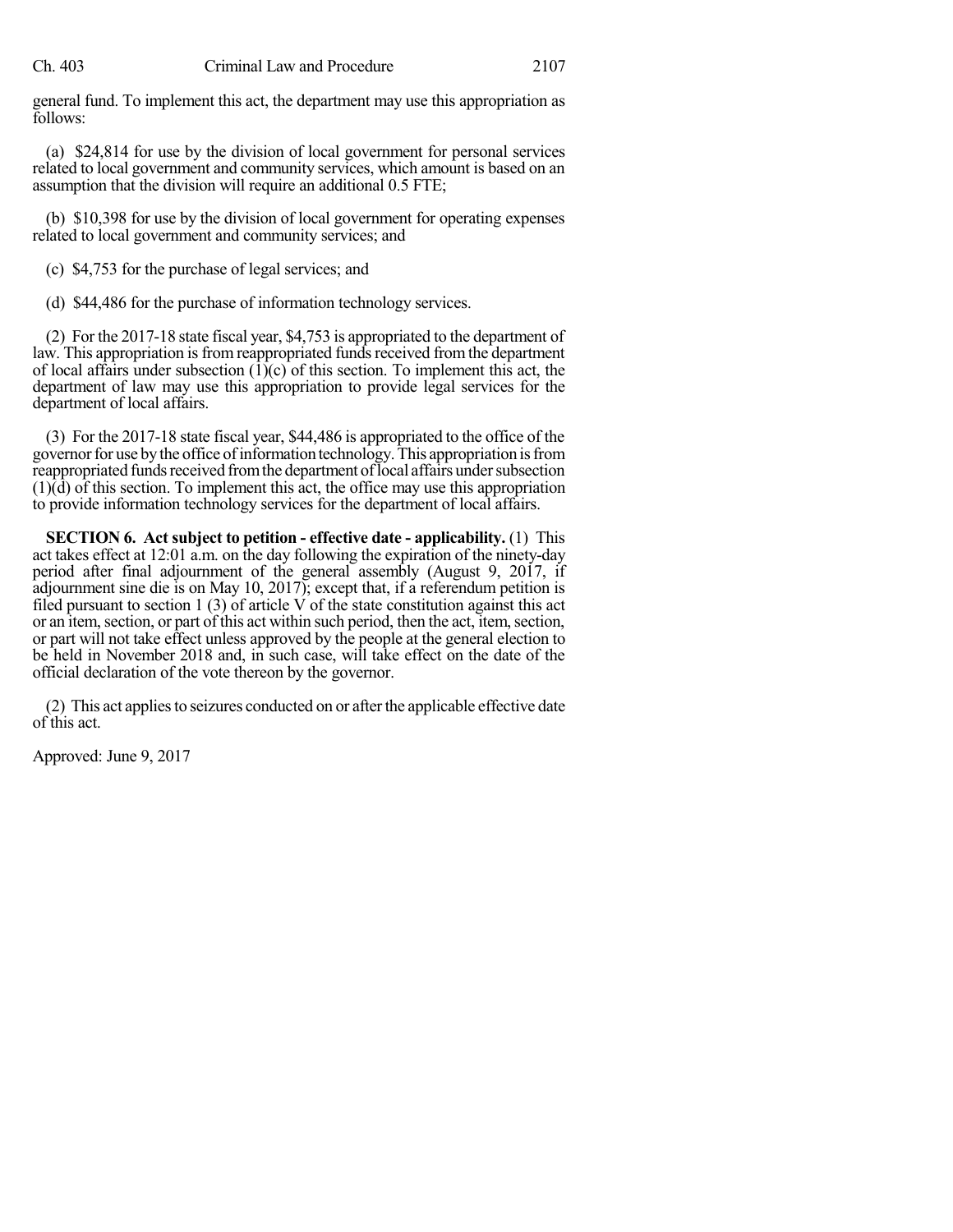general fund. To implement this act, the department may use this appropriation as follows:

(a) $24,814 for use by the division of local government for personal services related to local government and community services, which amount is based on an assumption that the division will require an additional 0.5 FTE;

(b) $10,398 for use by the division of local government for operating expenses related to local government and community services; and

(c) $4,753 for the purchase of legal services; and

(d) $44,486 for the purchase of information technology services.

(2) For the 2017-18 state fiscal year, $4,753 is appropriated to the department of law. This appropriation is from reappropriated funds received from the department of local affairs under subsection (1)(c) of this section. To implement this act, the department of law may use this appropriation to provide legal services for the department of local affairs.

(3) For the 2017-18 state fiscal year, $44,486 is appropriated to the office of the governor for use by the office of information technology. This appropriation is from reappropriated funds received from the department of local affairs under subsection (1)(d) of this section. To implement this act, the office may use this appropriation to provide information technology services for the department of local affairs.

**SECTION 6. Act subject to petition - effective date - applicability.** (1) This act takes effect at 12:01 a.m. on the day following the expiration of the ninety-day period after final adjournment of the general assembly (August 9, 2017, if adjournment sine die is on May 10, 2017); except that, if a referendum petition is filed pursuant to section 1 (3) of article V of the state constitution against this act or an item, section, or part of this act within such period, then the act, item, section, or part will not take effect unless approved by the people at the general election to be held in November 2018 and, in such case, will take effect on the date of the official declaration of the vote thereon by the governor.

(2) This act applies to seizures conducted on or after the applicable effective date of this act.

Approved: June 9, 2017